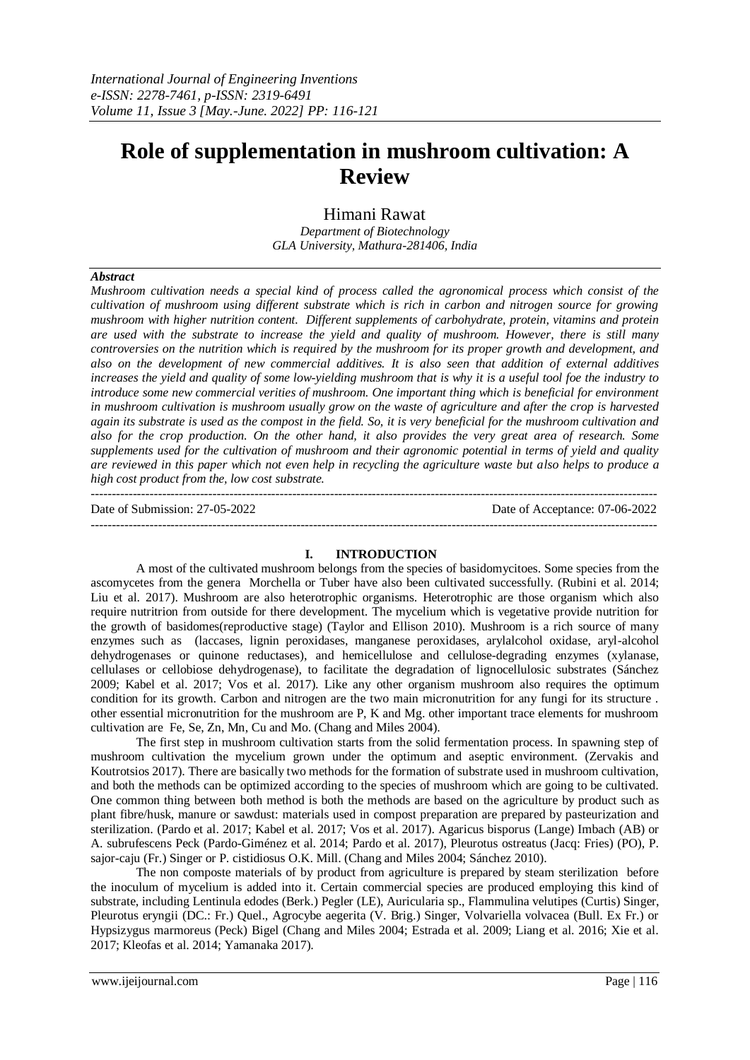# Role of supplementation in mushroom cultivation: A Review

Himani Rawat

*Department of Biotechnology*
*GLA University, Mathura-281406, India*

***Abstract***

*Mushroom cultivation needs a special kind of process called the agronomical process which consist of the cultivation of mushroom using different substrate which is rich in carbon and nitrogen source for growing mushroom with higher nutrition content. Different supplements of carbohydrate, protein, vitamins and protein are used with the substrate to increase the yield and quality of mushroom. However, there is still many controversies on the nutrition which is required by the mushroom for its proper growth and development, and also on the development of new commercial additives. It is also seen that addition of external additives increases the yield and quality of some low-yielding mushroom that is why it is a useful tool foe the industry to introduce some new commercial verities of mushroom. One important thing which is beneficial for environment in mushroom cultivation is mushroom usually grow on the waste of agriculture and after the crop is harvested again its substrate is used as the compost in the field. So, it is very beneficial for the mushroom cultivation and also for the crop production. On the other hand, it also provides the very great area of research. Some supplements used for the cultivation of mushroom and their agronomic potential in terms of yield and quality are reviewed in this paper which not even help in recycling the agriculture waste but also helps to produce a high cost product from the, low cost substrate.*

---

Date of Submission: 27-05-2022 | Date of Acceptance: 07-06-2022

---

## I. INTRODUCTION

A most of the cultivated mushroom belongs from the species of basidomycitoes. Some species from the ascomycetes from the genera Morchella or Tuber have also been cultivated successfully. (Rubini et al. 2014; Liu et al. 2017). Mushroom are also heterotrophic organisms. Heterotrophic are those organism which also require nutritrion from outside for there development. The mycelium which is vegetative provide nutrition for the growth of basidomes(reproductive stage) (Taylor and Ellison 2010). Mushroom is a rich source of many enzymes such as (laccases, lignin peroxidases, manganese peroxidases, arylalcohol oxidase, aryl-alcohol dehydrogenases or quinone reductases), and hemicellulose and cellulose-degrading enzymes (xylanase, cellulases or cellobiose dehydrogenase), to facilitate the degradation of lignocellulosic substrates (Sánchez 2009; Kabel et al. 2017; Vos et al. 2017). Like any other organism mushroom also requires the optimum condition for its growth. Carbon and nitrogen are the two main micronutrition for any fungi for its structure . other essential micronutrition for the mushroom are P, K and Mg. other important trace elements for mushroom cultivation are Fe, Se, Zn, Mn, Cu and Mo. (Chang and Miles 2004).

The first step in mushroom cultivation starts from the solid fermentation process. In spawning step of mushroom cultivation the mycelium grown under the optimum and aseptic environment. (Zervakis and Koutrotsios 2017). There are basically two methods for the formation of substrate used in mushroom cultivation, and both the methods can be optimized according to the species of mushroom which are going to be cultivated. One common thing between both method is both the methods are based on the agriculture by product such as plant fibre/husk, manure or sawdust: materials used in compost preparation are prepared by pasteurization and sterilization. (Pardo et al. 2017; Kabel et al. 2017; Vos et al. 2017). Agaricus bisporus (Lange) Imbach (AB) or A. subrufescens Peck (Pardo-Giménez et al. 2014; Pardo et al. 2017), Pleurotus ostreatus (Jacq: Fries) (PO), P. sajor-caju (Fr.) Singer or P. cistidiosus O.K. Mill. (Chang and Miles 2004; Sánchez 2010).

The non composte materials of by product from agriculture is prepared by steam sterilization before the inoculum of mycelium is added into it. Certain commercial species are produced employing this kind of substrate, including Lentinula edodes (Berk.) Pegler (LE), Auricularia sp., Flammulina velutipes (Curtis) Singer, Pleurotus eryngii (DC.: Fr.) Quel., Agrocybe aegerita (V. Brig.) Singer, Volvariella volvacea (Bull. Ex Fr.) or Hypsizygus marmoreus (Peck) Bigel (Chang and Miles 2004; Estrada et al. 2009; Liang et al. 2016; Xie et al. 2017; Kleofas et al. 2014; Yamanaka 2017).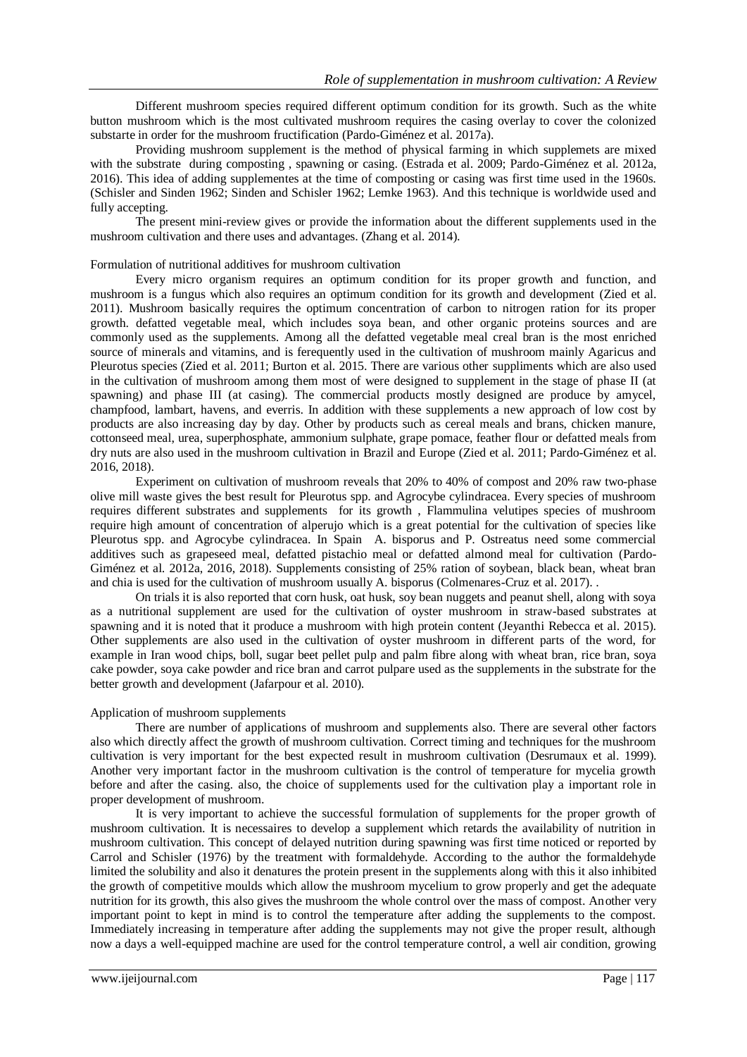Different mushroom species required different optimum condition for its growth. Such as the white button mushroom which is the most cultivated mushroom requires the casing overlay to cover the colonized substarte in order for the mushroom fructification (Pardo-Giménez et al. 2017a).

Providing mushroom supplement is the method of physical farming in which supplemets are mixed with the substrate during composting , spawning or casing. (Estrada et al. 2009; Pardo-Giménez et al. 2012a, 2016). This idea of adding supplementes at the time of composting or casing was first time used in the 1960s. (Schisler and Sinden 1962; Sinden and Schisler 1962; Lemke 1963). And this technique is worldwide used and fully accepting.

The present mini-review gives or provide the information about the different supplements used in the mushroom cultivation and there uses and advantages. (Zhang et al. 2014).

## Formulation of nutritional additives for mushroom cultivation

Every micro organism requires an optimum condition for its proper growth and function, and mushroom is a fungus which also requires an optimum condition for its growth and development (Zied et al. 2011). Mushroom basically requires the optimum concentration of carbon to nitrogen ration for its proper growth. defatted vegetable meal, which includes soya bean, and other organic proteins sources and are commonly used as the supplements. Among all the defatted vegetable meal creal bran is the most enriched source of minerals and vitamins, and is ferequently used in the cultivation of mushroom mainly Agaricus and Pleurotus species (Zied et al. 2011; Burton et al. 2015. There are various other suppliments which are also used in the cultivation of mushroom among them most of were designed to supplement in the stage of phase II (at spawning) and phase III (at casing). The commercial products mostly designed are produce by amycel, champfood, lambart, havens, and everris. In addition with these supplements a new approach of low cost by products are also increasing day by day. Other by products such as cereal meals and brans, chicken manure, cottonseed meal, urea, superphosphate, ammonium sulphate, grape pomace, feather flour or defatted meals from dry nuts are also used in the mushroom cultivation in Brazil and Europe (Zied et al. 2011; Pardo-Giménez et al. 2016, 2018).

Experiment on cultivation of mushroom reveals that 20% to 40% of compost and 20% raw two-phase olive mill waste gives the best result for Pleurotus spp. and Agrocybe cylindracea. Every species of mushroom requires different substrates and supplements for its growth , Flammulina velutipes species of mushroom require high amount of concentration of alperujo which is a great potential for the cultivation of species like Pleurotus spp. and Agrocybe cylindracea. In Spain A. bisporus and P. Ostreatus need some commercial additives such as grapeseed meal, defatted pistachio meal or defatted almond meal for cultivation (Pardo-Giménez et al. 2012a, 2016, 2018). Supplements consisting of 25% ration of soybean, black bean, wheat bran and chia is used for the cultivation of mushroom usually A. bisporus (Colmenares-Cruz et al. 2017). .

On trials it is also reported that corn husk, oat husk, soy bean nuggets and peanut shell, along with soya as a nutritional supplement are used for the cultivation of oyster mushroom in straw-based substrates at spawning and it is noted that it produce a mushroom with high protein content (Jeyanthi Rebecca et al. 2015). Other supplements are also used in the cultivation of oyster mushroom in different parts of the word, for example in Iran wood chips, boll, sugar beet pellet pulp and palm fibre along with wheat bran, rice bran, soya cake powder, soya cake powder and rice bran and carrot pulpare used as the supplements in the substrate for the better growth and development (Jafarpour et al. 2010).

## Application of mushroom supplements

There are number of applications of mushroom and supplements also. There are several other factors also which directly affect the growth of mushroom cultivation. Correct timing and techniques for the mushroom cultivation is very important for the best expected result in mushroom cultivation (Desrumaux et al. 1999). Another very important factor in the mushroom cultivation is the control of temperature for mycelia growth before and after the casing. also, the choice of supplements used for the cultivation play a important role in proper development of mushroom.

It is very important to achieve the successful formulation of supplements for the proper growth of mushroom cultivation. It is necessaires to develop a supplement which retards the availability of nutrition in mushroom cultivation. This concept of delayed nutrition during spawning was first time noticed or reported by Carrol and Schisler (1976) by the treatment with formaldehyde. According to the author the formaldehyde limited the solubility and also it denatures the protein present in the supplements along with this it also inhibited the growth of competitive moulds which allow the mushroom mycelium to grow properly and get the adequate nutrition for its growth, this also gives the mushroom the whole control over the mass of compost. Another very important point to kept in mind is to control the temperature after adding the supplements to the compost. Immediately increasing in temperature after adding the supplements may not give the proper result, although now a days a well-equipped machine are used for the control temperature control, a well air condition, growing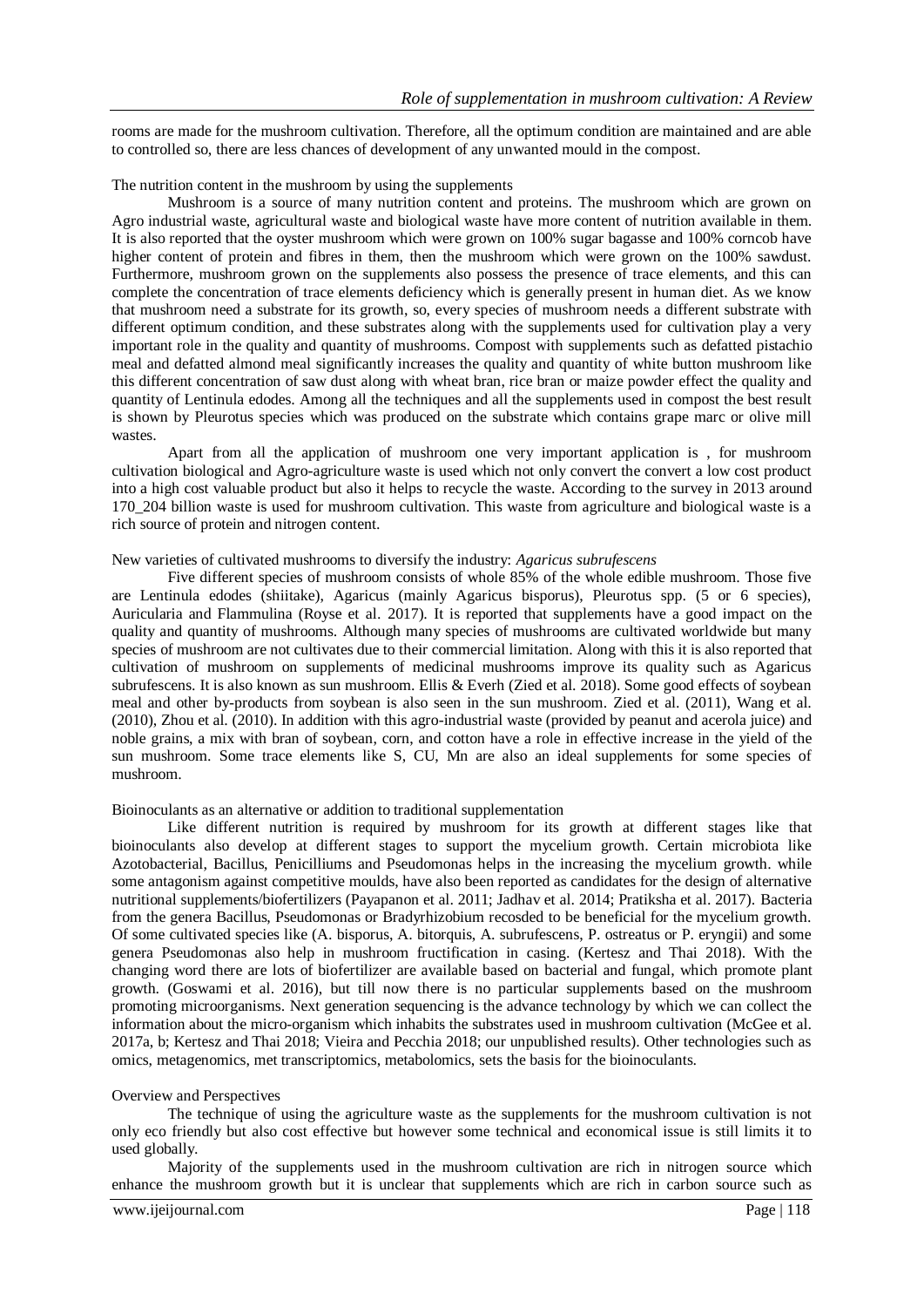rooms are made for the mushroom cultivation. Therefore, all the optimum condition are maintained and are able to controlled so, there are less chances of development of any unwanted mould in the compost.

## The nutrition content in the mushroom by using the supplements

Mushroom is a source of many nutrition content and proteins. The mushroom which are grown on Agro industrial waste, agricultural waste and biological waste have more content of nutrition available in them. It is also reported that the oyster mushroom which were grown on 100% sugar bagasse and 100% corncob have higher content of protein and fibres in them, then the mushroom which were grown on the 100% sawdust. Furthermore, mushroom grown on the supplements also possess the presence of trace elements, and this can complete the concentration of trace elements deficiency which is generally present in human diet. As we know that mushroom need a substrate for its growth, so, every species of mushroom needs a different substrate with different optimum condition, and these substrates along with the supplements used for cultivation play a very important role in the quality and quantity of mushrooms. Compost with supplements such as defatted pistachio meal and defatted almond meal significantly increases the quality and quantity of white button mushroom like this different concentration of saw dust along with wheat bran, rice bran or maize powder effect the quality and quantity of Lentinula edodes. Among all the techniques and all the supplements used in compost the best result is shown by Pleurotus species which was produced on the substrate which contains grape marc or olive mill wastes.

Apart from all the application of mushroom one very important application is , for mushroom cultivation biological and Agro-agriculture waste is used which not only convert the convert a low cost product into a high cost valuable product but also it helps to recycle the waste. According to the survey in 2013 around 170_204 billion waste is used for mushroom cultivation. This waste from agriculture and biological waste is a rich source of protein and nitrogen content.

## New varieties of cultivated mushrooms to diversify the industry: *Agaricus subrufescens*

Five different species of mushroom consists of whole 85% of the whole edible mushroom. Those five are Lentinula edodes (shiitake), Agaricus (mainly Agaricus bisporus), Pleurotus spp. (5 or 6 species), Auricularia and Flammulina (Royse et al. 2017). It is reported that supplements have a good impact on the quality and quantity of mushrooms. Although many species of mushrooms are cultivated worldwide but many species of mushroom are not cultivates due to their commercial limitation. Along with this it is also reported that cultivation of mushroom on supplements of medicinal mushrooms improve its quality such as Agaricus subrufescens. It is also known as sun mushroom. Ellis & Everh (Zied et al. 2018). Some good effects of soybean meal and other by-products from soybean is also seen in the sun mushroom. Zied et al. (2011), Wang et al. (2010), Zhou et al. (2010). In addition with this agro-industrial waste (provided by peanut and acerola juice) and noble grains, a mix with bran of soybean, corn, and cotton have a role in effective increase in the yield of the sun mushroom. Some trace elements like S, CU, Mn are also an ideal supplements for some species of mushroom.

## Bioinoculants as an alternative or addition to traditional supplementation

Like different nutrition is required by mushroom for its growth at different stages like that bioinoculants also develop at different stages to support the mycelium growth. Certain microbiota like Azotobacterial, Bacillus, Penicilliums and Pseudomonas helps in the increasing the mycelium growth. while some antagonism against competitive moulds, have also been reported as candidates for the design of alternative nutritional supplements/biofertilizers (Payapanon et al. 2011; Jadhav et al. 2014; Pratiksha et al. 2017). Bacteria from the genera Bacillus, Pseudomonas or Bradyrhizobium recosded to be beneficial for the mycelium growth. Of some cultivated species like (A. bisporus, A. bitorquis, A. subrufescens, P. ostreatus or P. eryngii) and some genera Pseudomonas also help in mushroom fructification in casing. (Kertesz and Thai 2018). With the changing word there are lots of biofertilizer are available based on bacterial and fungal, which promote plant growth. (Goswami et al. 2016), but till now there is no particular supplements based on the mushroom promoting microorganisms. Next generation sequencing is the advance technology by which we can collect the information about the micro-organism which inhabits the substrates used in mushroom cultivation (McGee et al. 2017a, b; Kertesz and Thai 2018; Vieira and Pecchia 2018; our unpublished results). Other technologies such as omics, metagenomics, met transcriptomics, metabolomics, sets the basis for the bioinoculants.

## Overview and Perspectives

The technique of using the agriculture waste as the supplements for the mushroom cultivation is not only eco friendly but also cost effective but however some technical and economical issue is still limits it to used globally.

Majority of the supplements used in the mushroom cultivation are rich in nitrogen source which enhance the mushroom growth but it is unclear that supplements which are rich in carbon source such as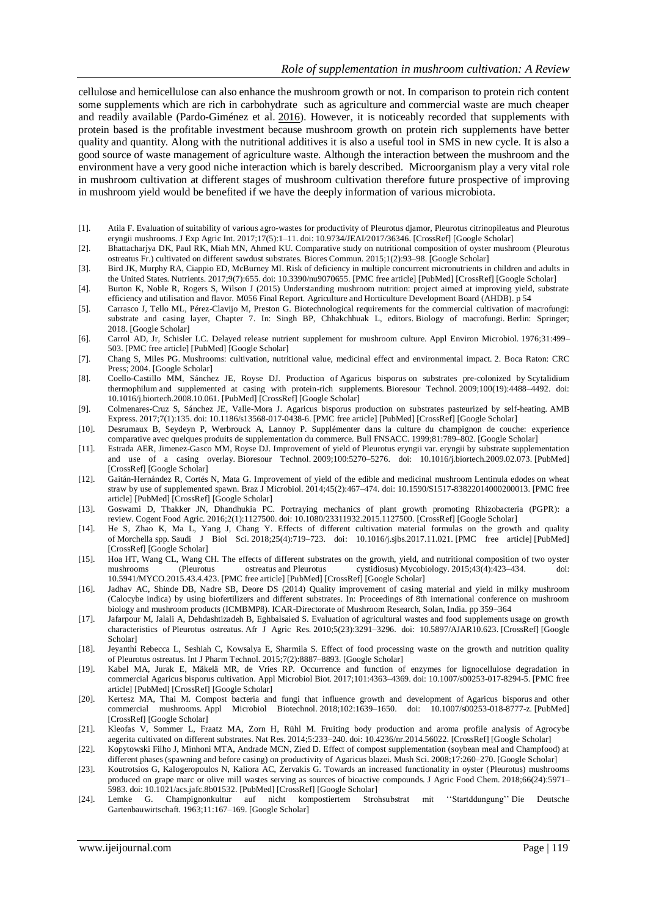cellulose and hemicellulose can also enhance the mushroom growth or not. In comparison to protein rich content some supplements which are rich in carbohydrate such as agriculture and commercial waste are much cheaper and readily available (Pardo-Giménez et al. 2016). However, it is noticeably recorded that supplements with protein based is the profitable investment because mushroom growth on protein rich supplements have better quality and quantity. Along with the nutritional additives it is also a useful tool in SMS in new cycle. It is also a good source of waste management of agriculture waste. Although the interaction between the mushroom and the environment have a very good niche interaction which is barely described. Microorganism play a very vital role in mushroom cultivation at different stages of mushroom cultivation therefore future prospective of improving in mushroom yield would be benefited if we have the deeply information of various microbiota.

[1]. Atila F. Evaluation of suitability of various agro-wastes for productivity of Pleurotus djamor, Pleurotus citrinopileatus and Pleurotus eryngii mushrooms. J Exp Agric Int. 2017;17(5):1–11. doi: 10.9734/JEAI/2017/36346. [CrossRef] [Google Scholar]

[2]. Bhattacharjya DK, Paul RK, Miah MN, Ahmed KU. Comparative study on nutritional composition of oyster mushroom (Pleurotus ostreatus Fr.) cultivated on different sawdust substrates. Biores Commun. 2015;1(2):93–98. [Google Scholar]

[3]. Bird JK, Murphy RA, Ciappio ED, McBurney MI. Risk of deficiency in multiple concurrent micronutrients in children and adults in the United States. Nutrients. 2017;9(7):655. doi: 10.3390/nu9070655. [PMC free article] [PubMed] [CrossRef] [Google Scholar]

[4]. Burton K, Noble R, Rogers S, Wilson J (2015) Understanding mushroom nutrition: project aimed at improving yield, substrate efficiency and utilisation and flavor. M056 Final Report. Agriculture and Horticulture Development Board (AHDB). p 54

[5]. Carrasco J, Tello ML, Pérez-Clavijo M, Preston G. Biotechnological requirements for the commercial cultivation of macrofungi: substrate and casing layer, Chapter 7. In: Singh BP, Chhakchhuak L, editors. Biology of macrofungi. Berlin: Springer; 2018. [Google Scholar]

[6]. Carrol AD, Jr, Schisler LC. Delayed release nutrient supplement for mushroom culture. Appl Environ Microbiol. 1976;31:499–503. [PMC free article] [PubMed] [Google Scholar]

[7]. Chang S, Miles PG. Mushrooms: cultivation, nutritional value, medicinal effect and environmental impact. 2. Boca Raton: CRC Press; 2004. [Google Scholar]

[8]. Coello-Castillo MM, Sánchez JE, Royse DJ. Production of Agaricus bisporus on substrates pre-colonized by Scytalidium thermophilum and supplemented at casing with protein-rich supplements. Bioresour Technol. 2009;100(19):4488–4492. doi: 10.1016/j.biortech.2008.10.061. [PubMed] [CrossRef] [Google Scholar]

[9]. Colmenares-Cruz S, Sánchez JE, Valle-Mora J. Agaricus bisporus production on substrates pasteurized by self-heating. AMB Express. 2017;7(1):135. doi: 10.1186/s13568-017-0438-6. [PMC free article] [PubMed] [CrossRef] [Google Scholar]

[10]. Desrumaux B, Seydeyn P, Werbrouck A, Lannoy P. Supplémenter dans la culture du champignon de couche: experience comparative avec quelques produits de supplementation du commerce. Bull FNSACC. 1999;81:789–802. [Google Scholar]

[11]. Estrada AER, Jimenez-Gasco MM, Royse DJ. Improvement of yield of Pleurotus eryngii var. eryngii by substrate supplementation and use of a casing overlay. Bioresour Technol. 2009;100:5270–5276. doi: 10.1016/j.biortech.2009.02.073. [PubMed] [CrossRef] [Google Scholar]

[12]. Gaitán-Hernández R, Cortés N, Mata G. Improvement of yield of the edible and medicinal mushroom Lentinula edodes on wheat straw by use of supplemented spawn. Braz J Microbiol. 2014;45(2):467–474. doi: 10.1590/S1517-83822014000200013. [PMC free article] [PubMed] [CrossRef] [Google Scholar]

[13]. Goswami D, Thakker JN, Dhandhukia PC. Portraying mechanics of plant growth promoting Rhizobacteria (PGPR): a review. Cogent Food Agric. 2016;2(1):1127500. doi: 10.1080/23311932.2015.1127500. [CrossRef] [Google Scholar]

[14]. He S, Zhao K, Ma L, Yang J, Chang Y. Effects of different cultivation material formulas on the growth and quality of Morchella spp. Saudi J Biol Sci. 2018;25(4):719–723. doi: 10.1016/j.sjbs.2017.11.021. [PMC free article] [PubMed] [CrossRef] [Google Scholar]

[15]. Hoa HT, Wang CL, Wang CH. The effects of different substrates on the growth, yield, and nutritional composition of two oyster mushrooms (Pleurotus ostreatus and Pleurotus cystidiosus) Mycobiology. 2015;43(4):423–434. doi: 10.5941/MYCO.2015.43.4.423. [PMC free article] [PubMed] [CrossRef] [Google Scholar]

[16]. Jadhav AC, Shinde DB, Nadre SB, Deore DS (2014) Quality improvement of casing material and yield in milky mushroom (Calocybe indica) by using biofertilizers and different substrates. In: Proceedings of 8th international conference on mushroom biology and mushroom products (ICMBMP8). ICAR-Directorate of Mushroom Research, Solan, India. pp 359–364

[17]. Jafarpour M, Jalali A, Dehdashtizadeh B, Eghbalsaied S. Evaluation of agricultural wastes and food supplements usage on growth characteristics of Pleurotus ostreatus. Afr J Agric Res. 2010;5(23):3291–3296. doi: 10.5897/AJAR10.623. [CrossRef] [Google Scholar]

[18]. Jeyanthi Rebecca L, Seshiah C, Kowsalya E, Sharmila S. Effect of food processing waste on the growth and nutrition quality of Pleurotus ostreatus. Int J Pharm Technol. 2015;7(2):8887–8893. [Google Scholar]

[19]. Kabel MA, Jurak E, Mäkelä MR, de Vries RP. Occurrence and function of enzymes for lignocellulose degradation in commercial Agaricus bisporus cultivation. Appl Microbiol Biot. 2017;101:4363–4369. doi: 10.1007/s00253-017-8294-5. [PMC free article] [PubMed] [CrossRef] [Google Scholar]

[20]. Kertesz MA, Thai M. Compost bacteria and fungi that influence growth and development of Agaricus bisporus and other commercial mushrooms. Appl Microbiol Biotechnol. 2018;102:1639–1650. doi: 10.1007/s00253-018-8777-z. [PubMed] [CrossRef] [Google Scholar]

[21]. Kleofas V, Sommer L, Fraatz MA, Zorn H, Rühl M. Fruiting body production and aroma profile analysis of Agrocybe aegerita cultivated on different substrates. Nat Res. 2014;5:233–240. doi: 10.4236/nr.2014.56022. [CrossRef] [Google Scholar]

[22]. Kopytowski Filho J, Minhoni MTA, Andrade MCN, Zied D. Effect of compost supplementation (soybean meal and Champfood) at different phases (spawning and before casing) on productivity of Agaricus blazei. Mush Sci. 2008;17:260–270. [Google Scholar]

[23]. Koutrotsios G, Kalogeropoulos N, Kaliora AC, Zervakis G. Towards an increased functionality in oyster (Pleurotus) mushrooms produced on grape marc or olive mill wastes serving as sources of bioactive compounds. J Agric Food Chem. 2018;66(24):5971–5983. doi: 10.1021/acs.jafc.8b01532. [PubMed] [CrossRef] [Google Scholar]

[24]. Lemke G. Champignonkultur auf nicht kompostiertem Strohsubstrat mit ''Startddungung'' Die Deutsche Gartenbauwirtschaft. 1963;11:167–169. [Google Scholar]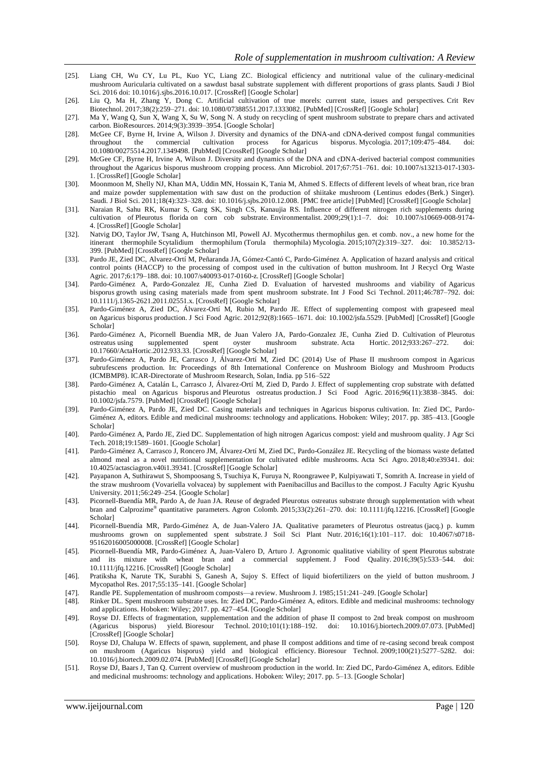[25]. Liang CH, Wu CY, Lu PL, Kuo YC, Liang ZC. Biological efficiency and nutritional value of the culinary-medicinal mushroom Auricularia cultivated on a sawdust basal substrate supplement with different proportions of grass plants. Saudi J Biol Sci. 2016 doi: 10.1016/j.sjbs.2016.10.017. [CrossRef] [Google Scholar]

[26]. Liu Q, Ma H, Zhang Y, Dong C. Artificial cultivation of true morels: current state, issues and perspectives. Crit Rev Biotechnol. 2017;38(2):259–271. doi: 10.1080/07388551.2017.1333082. [PubMed] [CrossRef] [Google Scholar]

[27]. Ma Y, Wang Q, Sun X, Wang X, Su W, Song N. A study on recycling of spent mushroom substrate to prepare chars and activated carbon. BioResources. 2014;9(3):3939–3954. [Google Scholar]

[28]. McGee CF, Byrne H, Irvine A, Wilson J. Diversity and dynamics of the DNA-and cDNA-derived compost fungal communities throughout the commercial cultivation process for Agaricus bisporus. Mycologia. 2017;109:475–484. doi: 10.1080/00275514.2017.1349498. [PubMed] [CrossRef] [Google Scholar]

[29]. McGee CF, Byrne H, Irvine A, Wilson J. Diversity and dynamics of the DNA and cDNA-derived bacterial compost communities throughout the Agaricus bisporus mushroom cropping process. Ann Microbiol. 2017;67:751–761. doi: 10.1007/s13213-017-1303-1. [CrossRef] [Google Scholar]

[30]. Moonmoon M, Shelly NJ, Khan MA, Uddin MN, Hossain K, Tania M, Ahmed S. Effects of different levels of wheat bran, rice bran and maize powder supplementation with saw dust on the production of shiitake mushroom (Lentinus edodes (Berk.) Singer). Saudi. J Biol Sci. 2011;18(4):323–328. doi: 10.1016/j.sjbs.2010.12.008. [PMC free article] [PubMed] [CrossRef] [Google Scholar]

[31]. Naraian R, Sahu RK, Kumar S, Garg SK, Singh CS, Kanaujia RS. Influence of different nitrogen rich supplements during cultivation of Pleurotus florida on corn cob substrate. Environmentalist. 2009;29(1):1–7. doi: 10.1007/s10669-008-9174-4. [CrossRef] [Google Scholar]

[32]. Natvig DO, Taylor JW, Tsang A, Hutchinson MI, Powell AJ. Mycothermus thermophilus gen. et comb. nov., a new home for the itinerant thermophile Scytalidium thermophilum (Torula thermophila) Mycologia. 2015;107(2):319–327. doi: 10.3852/13-399. [PubMed] [CrossRef] [Google Scholar]

[33]. Pardo JE, Zied DC, Alvarez-Ortí M, Peñaranda JA, Gómez-Cantó C, Pardo-Giménez A. Application of hazard analysis and critical control points (HACCP) to the processing of compost used in the cultivation of button mushroom. Int J Recycl Org Waste Agric. 2017;6:179–188. doi: 10.1007/s40093-017-0160-z. [CrossRef] [Google Scholar]

[34]. Pardo-Giménez A, Pardo-Gonzalez JE, Cunha Zied D. Evaluation of harvested mushrooms and viability of Agaricus bisporus growth using casing materials made from spent mushroom substrate. Int J Food Sci Technol. 2011;46:787–792. doi: 10.1111/j.1365-2621.2011.02551.x. [CrossRef] [Google Scholar]

[35]. Pardo-Giménez A, Zied DC, Álvarez-Ortí M, Rubio M, Pardo JE. Effect of supplementing compost with grapeseed meal on Agaricus bisporus production. J Sci Food Agric. 2012;92(8):1665–1671. doi: 10.1002/jsfa.5529. [PubMed] [CrossRef] [Google Scholar]

[36]. Pardo-Giménez A, Picornell Buendia MR, de Juan Valero JA, Pardo-Gonzalez JE, Cunha Zied D. Cultivation of Pleurotus ostreatus using supplemented spent oyster mushroom substrate. Acta Hortic. 2012;933:267–272. doi: 10.17660/ActaHortic.2012.933.33. [CrossRef] [Google Scholar]

[37]. Pardo-Giménez A, Pardo JE, Carrasco J, Álvarez-Ortí M, Zied DC (2014) Use of Phase II mushroom compost in Agaricus subrufescens production. In: Proceedings of 8th International Conference on Mushroom Biology and Mushroom Products (ICMBMP8). ICAR-Directorate of Mushroom Research, Solan, India. pp 516–522

[38]. Pardo-Giménez A, Catalán L, Carrasco J, Álvarez-Ortí M, Zied D, Pardo J. Effect of supplementing crop substrate with defatted pistachio meal on Agaricus bisporus and Pleurotus ostreatus production. J Sci Food Agric. 2016;96(11):3838–3845. doi: 10.1002/jsfa.7579. [PubMed] [CrossRef] [Google Scholar]

[39]. Pardo-Giménez A, Pardo JE, Zied DC. Casing materials and techniques in Agaricus bisporus cultivation. In: Zied DC, Pardo-Giménez A, editors. Edible and medicinal mushrooms: technology and applications. Hoboken: Wiley; 2017. pp. 385–413. [Google Scholar]

[40]. Pardo-Giménez A, Pardo JE, Zied DC. Supplementation of high nitrogen Agaricus compost: yield and mushroom quality. J Agr Sci Tech. 2018;19:1589–1601. [Google Scholar]

[41]. Pardo-Giménez A, Carrasco J, Roncero JM, Álvarez-Ortí M, Zied DC, Pardo-González JE. Recycling of the biomass waste defatted almond meal as a novel nutritional supplementation for cultivated edible mushrooms. Acta Sci Agro. 2018;40:e39341. doi: 10.4025/actasciagron.v40i1.39341. [CrossRef] [Google Scholar]

[42]. Payapanon A, Suthirawut S, Shompoosang S, Tsuchiya K, Furuya N, Roongrawee P, Kulpiyawati T, Somrith A. Increase in yield of the straw mushroom (Vovariella volvacea) by supplement with Paenibacillus and Bacillus to the compost. J Faculty Agric Kyushu University. 2011;56:249–254. [Google Scholar]

[43]. Picornell-Buendía MR, Pardo A, de Juan JA. Reuse of degraded Pleurotus ostreatus substrate through supplementation with wheat bran and Calprozime® quantitative parameters. Agron Colomb. 2015;33(2):261–270. doi: 10.1111/jfq.12216. [CrossRef] [Google Scholar]

[44]. Picornell-Buendía MR, Pardo-Giménez A, de-Juan-Valero JA. Qualitative parameters of Pleurotus ostreatus (jacq.) p. kumm mushrooms grown on supplemented spent substrate. J Soil Sci Plant Nutr. 2016;16(1):101–117. doi: 10.4067/s0718-95162016005000008. [CrossRef] [Google Scholar]

[45]. Picornell-Buendía MR, Pardo-Giménez A, Juan-Valero D, Arturo J. Agronomic qualitative viability of spent Pleurotus substrate and its mixture with wheat bran and a commercial supplement. J Food Quality. 2016;39(5):533–544. doi: 10.1111/jfq.12216. [CrossRef] [Google Scholar]

[46]. Pratiksha K, Narute TK, Surabhi S, Ganesh A, Sujoy S. Effect of liquid biofertilizers on the yield of button mushroom. J Mycopathol Res. 2017;55:135–141. [Google Scholar]

[47]. Randle PE. Supplementation of mushroom composts—a review. Mushroom J. 1985;151:241–249. [Google Scholar]

[48]. Rinker DL. Spent mushroom substrate uses. In: Zied DC, Pardo-Giménez A, editors. Edible and medicinal mushrooms: technology and applications. Hoboken: Wiley; 2017. pp. 427–454. [Google Scholar]

[49]. Royse DJ. Effects of fragmentation, supplementation and the addition of phase II compost to 2nd break compost on mushroom (Agaricus bisporus) yield. Bioresour Technol. 2010;101(1):188–192. doi: 10.1016/j.biortech.2009.07.073. [PubMed] [CrossRef] [Google Scholar]

[50]. Royse DJ, Chalupa W. Effects of spawn, supplement, and phase II compost additions and time of re-casing second break compost on mushroom (Agaricus bisporus) yield and biological efficiency. Bioresour Technol. 2009;100(21):5277–5282. doi: 10.1016/j.biortech.2009.02.074. [PubMed] [CrossRef] [Google Scholar]

[51]. Royse DJ, Baars J, Tan Q. Current overview of mushroom production in the world. In: Zied DC, Pardo-Giménez A, editors. Edible and medicinal mushrooms: technology and applications. Hoboken: Wiley; 2017. pp. 5–13. [Google Scholar]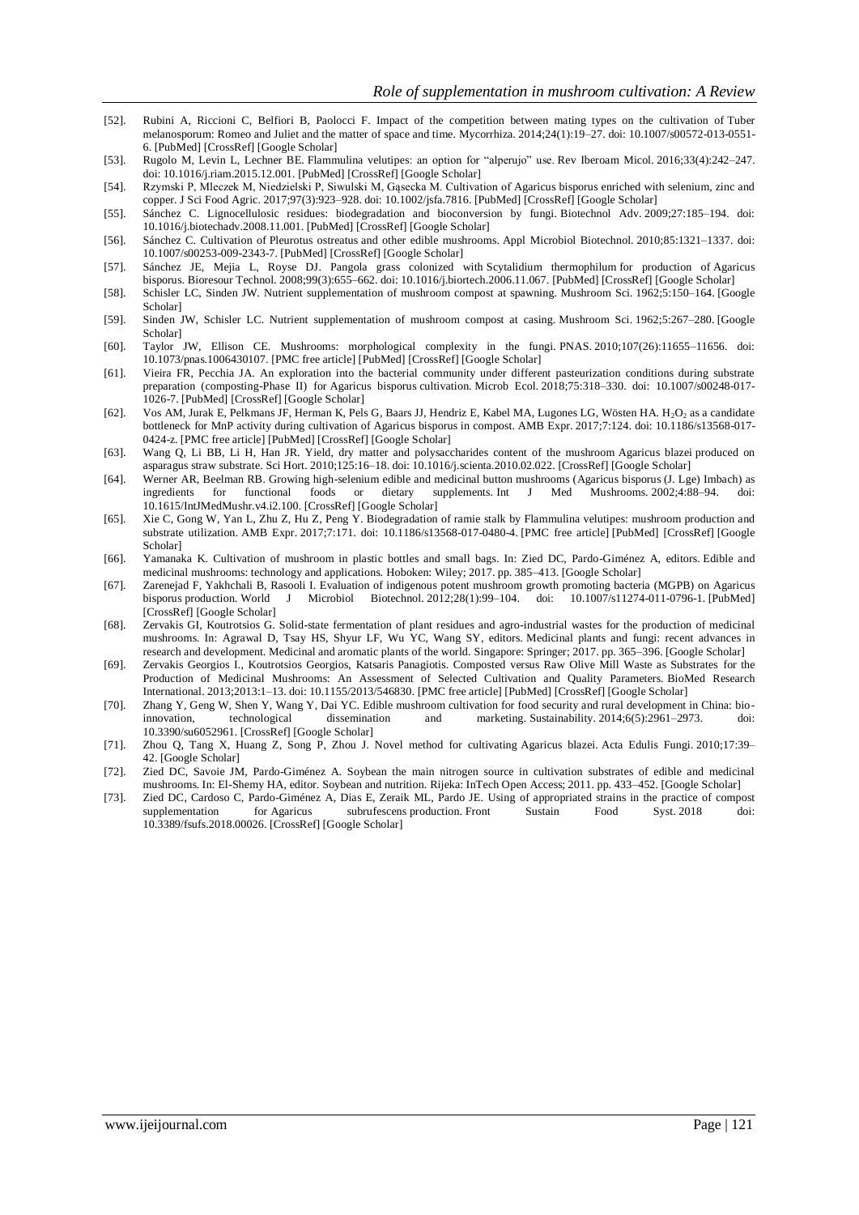[52]. Rubini A, Riccioni C, Belfiori B, Paolocci F. Impact of the competition between mating types on the cultivation of Tuber melanosporum: Romeo and Juliet and the matter of space and time. Mycorrhiza. 2014;24(1):19–27. doi: 10.1007/s00572-013-0551-6. [PubMed] [CrossRef] [Google Scholar]

[53]. Rugolo M, Levin L, Lechner BE. Flammulina velutipes: an option for "alperujo" use. Rev Iberoam Micol. 2016;33(4):242–247. doi: 10.1016/j.riam.2015.12.001. [PubMed] [CrossRef] [Google Scholar]

[54]. Rzymski P, Mleczek M, Niedzielski P, Siwulski M, Gąsecka M. Cultivation of Agaricus bisporus enriched with selenium, zinc and copper. J Sci Food Agric. 2017;97(3):923–928. doi: 10.1002/jsfa.7816. [PubMed] [CrossRef] [Google Scholar]

[55]. Sánchez C. Lignocellulosic residues: biodegradation and bioconversion by fungi. Biotechnol Adv. 2009;27:185–194. doi: 10.1016/j.biotechadv.2008.11.001. [PubMed] [CrossRef] [Google Scholar]

[56]. Sánchez C. Cultivation of Pleurotus ostreatus and other edible mushrooms. Appl Microbiol Biotechnol. 2010;85:1321–1337. doi: 10.1007/s00253-009-2343-7. [PubMed] [CrossRef] [Google Scholar]

[57]. Sánchez JE, Mejia L, Royse DJ. Pangola grass colonized with Scytalidium thermophilum for production of Agaricus bisporus. Bioresour Technol. 2008;99(3):655–662. doi: 10.1016/j.biortech.2006.11.067. [PubMed] [CrossRef] [Google Scholar]

[58]. Schisler LC, Sinden JW. Nutrient supplementation of mushroom compost at spawning. Mushroom Sci. 1962;5:150–164. [Google Scholar]

[59]. Sinden JW, Schisler LC. Nutrient supplementation of mushroom compost at casing. Mushroom Sci. 1962;5:267–280. [Google Scholar]

[60]. Taylor JW, Ellison CE. Mushrooms: morphological complexity in the fungi. PNAS. 2010;107(26):11655–11656. doi: 10.1073/pnas.1006430107. [PMC free article] [PubMed] [CrossRef] [Google Scholar]

[61]. Vieira FR, Pecchia JA. An exploration into the bacterial community under different pasteurization conditions during substrate preparation (composting-Phase II) for Agaricus bisporus cultivation. Microb Ecol. 2018;75:318–330. doi: 10.1007/s00248-017-1026-7. [PubMed] [CrossRef] [Google Scholar]

[62]. Vos AM, Jurak E, Pelkmans JF, Herman K, Pels G, Baars JJ, Hendriz E, Kabel MA, Lugones LG, Wösten HA. $H_2O_2$ as a candidate bottleneck for MnP activity during cultivation of Agaricus bisporus in compost. AMB Expr. 2017;7:124. doi: 10.1186/s13568-017-0424-z. [PMC free article] [PubMed] [CrossRef] [Google Scholar]

[63]. Wang Q, Li BB, Li H, Han JR. Yield, dry matter and polysaccharides content of the mushroom Agaricus blazei produced on asparagus straw substrate. Sci Hort. 2010;125:16–18. doi: 10.1016/j.scienta.2010.02.022. [CrossRef] [Google Scholar]

[64]. Werner AR, Beelman RB. Growing high-selenium edible and medicinal button mushrooms (Agaricus bisporus (J. Lge) Imbach) as ingredients for functional foods or dietary supplements. Int J Med Mushrooms. 2002;4:88–94. doi: 10.1615/IntJMedMushr.v4.i2.100. [CrossRef] [Google Scholar]

[65]. Xie C, Gong W, Yan L, Zhu Z, Hu Z, Peng Y. Biodegradation of ramie stalk by Flammulina velutipes: mushroom production and substrate utilization. AMB Expr. 2017;7:171. doi: 10.1186/s13568-017-0480-4. [PMC free article] [PubMed] [CrossRef] [Google Scholar]

[66]. Yamanaka K. Cultivation of mushroom in plastic bottles and small bags. In: Zied DC, Pardo-Giménez A, editors. Edible and medicinal mushrooms: technology and applications. Hoboken: Wiley; 2017. pp. 385–413. [Google Scholar]

[67]. Zarenejad F, Yakhchali B, Rasooli I. Evaluation of indigenous potent mushroom growth promoting bacteria (MGPB) on Agaricus bisporus production. World J Microbiol Biotechnol. 2012;28(1):99–104. doi: 10.1007/s11274-011-0796-1. [PubMed] [CrossRef] [Google Scholar]

[68]. Zervakis GI, Koutrotsios G. Solid-state fermentation of plant residues and agro-industrial wastes for the production of medicinal mushrooms. In: Agrawal D, Tsay HS, Shyur LF, Wu YC, Wang SY, editors. Medicinal plants and fungi: recent advances in research and development. Medicinal and aromatic plants of the world. Singapore: Springer; 2017. pp. 365–396. [Google Scholar]

[69]. Zervakis Georgios I., Koutrotsios Georgios, Katsaris Panagiotis. Composted versus Raw Olive Mill Waste as Substrates for the Production of Medicinal Mushrooms: An Assessment of Selected Cultivation and Quality Parameters. BioMed Research International. 2013;2013:1–13. doi: 10.1155/2013/546830. [PMC free article] [PubMed] [CrossRef] [Google Scholar]

[70]. Zhang Y, Geng W, Shen Y, Wang Y, Dai YC. Edible mushroom cultivation for food security and rural development in China: bio-innovation, technological dissemination and marketing. Sustainability. 2014;6(5):2961–2973. doi: 10.3390/su6052961. [CrossRef] [Google Scholar]

[71]. Zhou Q, Tang X, Huang Z, Song P, Zhou J. Novel method for cultivating Agaricus blazei. Acta Edulis Fungi. 2010;17:39–42. [Google Scholar]

[72]. Zied DC, Savoie JM, Pardo-Giménez A. Soybean the main nitrogen source in cultivation substrates of edible and medicinal mushrooms. In: El-Shemy HA, editor. Soybean and nutrition. Rijeka: InTech Open Access; 2011. pp. 433–452. [Google Scholar]

[73]. Zied DC, Cardoso C, Pardo-Giménez A, Dias E, Zeraik ML, Pardo JE. Using of appropriated strains in the practice of compost supplementation for Agaricus subrufescens production. Front Sustain Food Syst. 2018 doi: 10.3389/fsufs.2018.00026. [CrossRef] [Google Scholar]